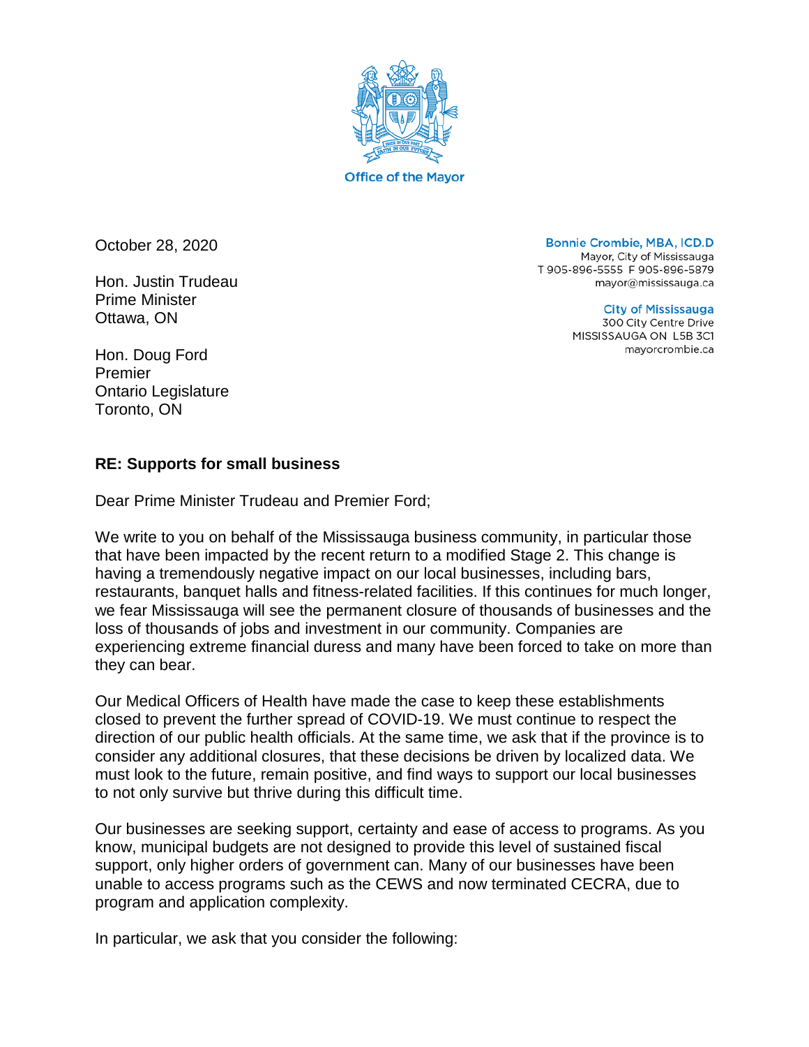Office of the Mayor

October 28, 2020

**Bonnie Crombie, MBA, ICD.D**
Mayor, City of Mississauga
T 905-896-5555 F 905-896-5879
mayor@mississauga.ca

**City of Mississauga**
300 City Centre Drive
MISSISSAUGA ON L5B 3C1
mayorcrombie.ca

Hon. Justin Trudeau
Prime Minister
Ottawa, ON

Hon. Doug Ford
Premier
Ontario Legislature
Toronto, ON

**RE: Supports for small business**

Dear Prime Minister Trudeau and Premier Ford;

We write to you on behalf of the Mississauga business community, in particular those that have been impacted by the recent return to a modified Stage 2. This change is having a tremendously negative impact on our local businesses, including bars, restaurants, banquet halls and fitness-related facilities. If this continues for much longer, we fear Mississauga will see the permanent closure of thousands of businesses and the loss of thousands of jobs and investment in our community. Companies are experiencing extreme financial duress and many have been forced to take on more than they can bear.

Our Medical Officers of Health have made the case to keep these establishments closed to prevent the further spread of COVID-19. We must continue to respect the direction of our public health officials. At the same time, we ask that if the province is to consider any additional closures, that these decisions be driven by localized data. We must look to the future, remain positive, and find ways to support our local businesses to not only survive but thrive during this difficult time.

Our businesses are seeking support, certainty and ease of access to programs. As you know, municipal budgets are not designed to provide this level of sustained fiscal support, only higher orders of government can. Many of our businesses have been unable to access programs such as the CEWS and now terminated CECRA, due to program and application complexity.

In particular, we ask that you consider the following: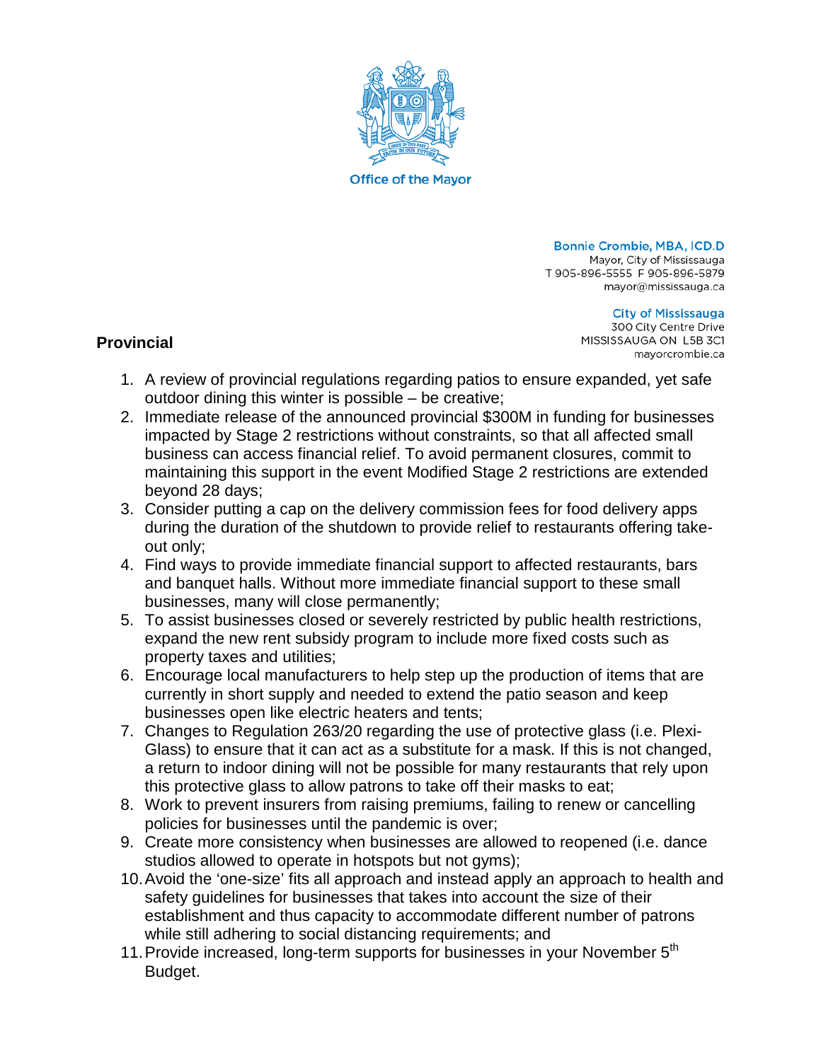Office of the Mayor

**Bonnie Crombie, MBA, ICD.D**
Mayor, City of Mississauga
T 905-896-5555 F 905-896-5879
mayor@mississauga.ca

**City of Mississauga**
300 City Centre Drive
MISSISSAUGA ON L5B 3C1
mayorcrombie.ca

**Provincial**

1. A review of provincial regulations regarding patios to ensure expanded, yet safe outdoor dining this winter is possible – be creative;
2. Immediate release of the announced provincial $300M in funding for businesses impacted by Stage 2 restrictions without constraints, so that all affected small business can access financial relief. To avoid permanent closures, commit to maintaining this support in the event Modified Stage 2 restrictions are extended beyond 28 days;
3. Consider putting a cap on the delivery commission fees for food delivery apps during the duration of the shutdown to provide relief to restaurants offering take-out only;
4. Find ways to provide immediate financial support to affected restaurants, bars and banquet halls. Without more immediate financial support to these small businesses, many will close permanently;
5. To assist businesses closed or severely restricted by public health restrictions, expand the new rent subsidy program to include more fixed costs such as property taxes and utilities;
6. Encourage local manufacturers to help step up the production of items that are currently in short supply and needed to extend the patio season and keep businesses open like electric heaters and tents;
7. Changes to Regulation 263/20 regarding the use of protective glass (i.e. Plexi-Glass) to ensure that it can act as a substitute for a mask. If this is not changed, a return to indoor dining will not be possible for many restaurants that rely upon this protective glass to allow patrons to take off their masks to eat;
8. Work to prevent insurers from raising premiums, failing to renew or cancelling policies for businesses until the pandemic is over;
9. Create more consistency when businesses are allowed to reopened (i.e. dance studios allowed to operate in hotspots but not gyms);
10. Avoid the 'one-size' fits all approach and instead apply an approach to health and safety guidelines for businesses that takes into account the size of their establishment and thus capacity to accommodate different number of patrons while still adhering to social distancing requirements; and
11. Provide increased, long-term supports for businesses in your November 5th Budget.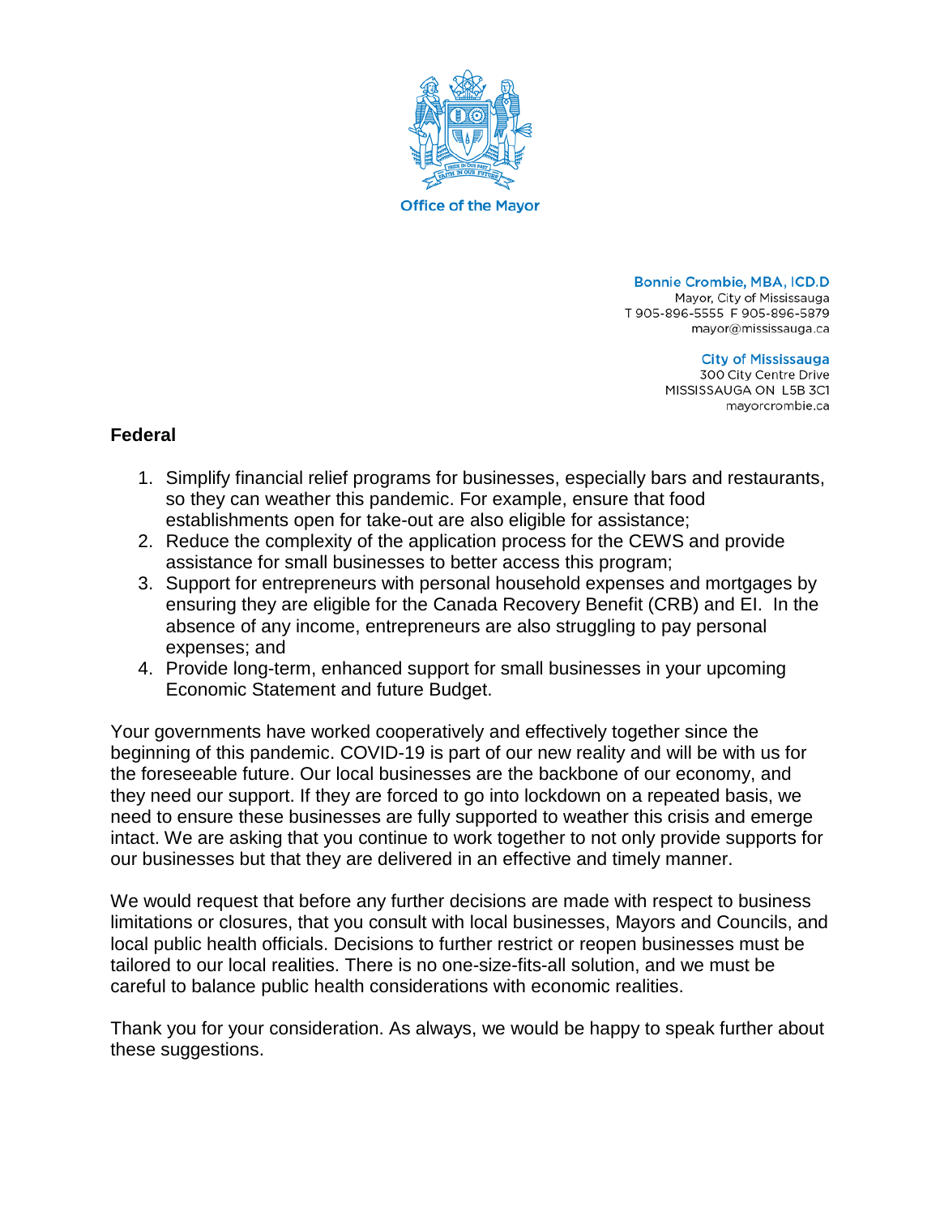Office of the Mayor

**Bonnie Crombie, MBA, ICD.D**
Mayor, City of Mississauga
T 905-896-5555 F 905-896-5879
mayor@mississauga.ca

**City of Mississauga**
300 City Centre Drive
MISSISSAUGA ON L5B 3C1
mayorcrombie.ca

**Federal**

1. Simplify financial relief programs for businesses, especially bars and restaurants, so they can weather this pandemic. For example, ensure that food establishments open for take-out are also eligible for assistance;
2. Reduce the complexity of the application process for the CEWS and provide assistance for small businesses to better access this program;
3. Support for entrepreneurs with personal household expenses and mortgages by ensuring they are eligible for the Canada Recovery Benefit (CRB) and EI. In the absence of any income, entrepreneurs are also struggling to pay personal expenses; and
4. Provide long-term, enhanced support for small businesses in your upcoming Economic Statement and future Budget.

Your governments have worked cooperatively and effectively together since the beginning of this pandemic. COVID-19 is part of our new reality and will be with us for the foreseeable future. Our local businesses are the backbone of our economy, and they need our support. If they are forced to go into lockdown on a repeated basis, we need to ensure these businesses are fully supported to weather this crisis and emerge intact. We are asking that you continue to work together to not only provide supports for our businesses but that they are delivered in an effective and timely manner.

We would request that before any further decisions are made with respect to business limitations or closures, that you consult with local businesses, Mayors and Councils, and local public health officials. Decisions to further restrict or reopen businesses must be tailored to our local realities. There is no one-size-fits-all solution, and we must be careful to balance public health considerations with economic realities.

Thank you for your consideration. As always, we would be happy to speak further about these suggestions.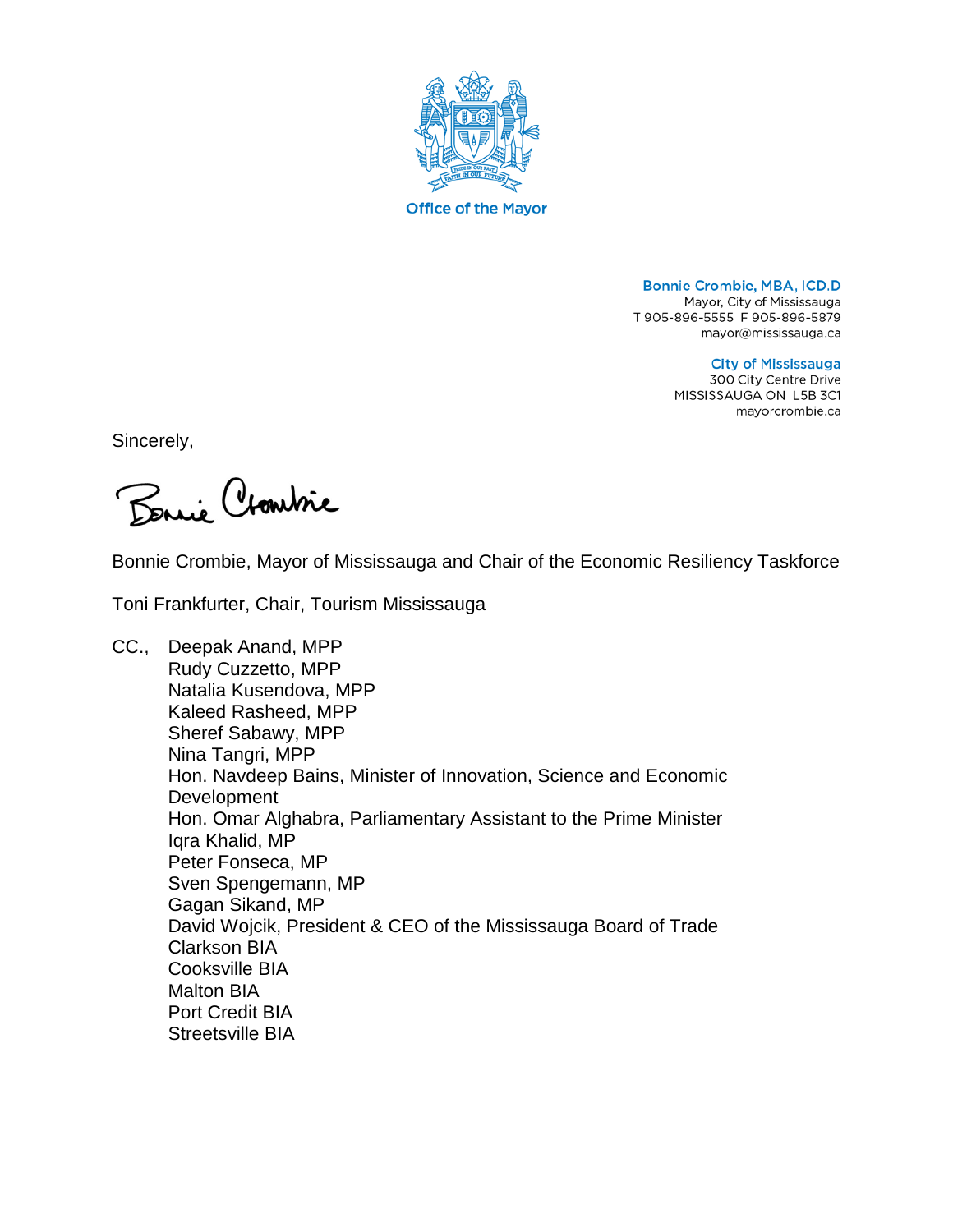Office of the Mayor

**Bonnie Crombie, MBA, ICD.D**
Mayor, City of Mississauga
T 905-896-5555 F 905-896-5879
mayor@mississauga.ca

**City of Mississauga**
300 City Centre Drive
MISSISSAUGA ON L5B 3C1
mayorcrombie.ca

Sincerely,

Bonnie Crombie

Bonnie Crombie, Mayor of Mississauga and Chair of the Economic Resiliency Taskforce

Toni Frankfurter, Chair, Tourism Mississauga

CC., Deepak Anand, MPP
Rudy Cuzzetto, MPP
Natalia Kusendova, MPP
Kaleed Rasheed, MPP
Sheref Sabawy, MPP
Nina Tangri, MPP
Hon. Navdeep Bains, Minister of Innovation, Science and Economic Development
Hon. Omar Alghabra, Parliamentary Assistant to the Prime Minister
Iqra Khalid, MP
Peter Fonseca, MP
Sven Spengemann, MP
Gagan Sikand, MP
David Wojcik, President & CEO of the Mississauga Board of Trade
Clarkson BIA
Cooksville BIA
Malton BIA
Port Credit BIA
Streetsville BIA